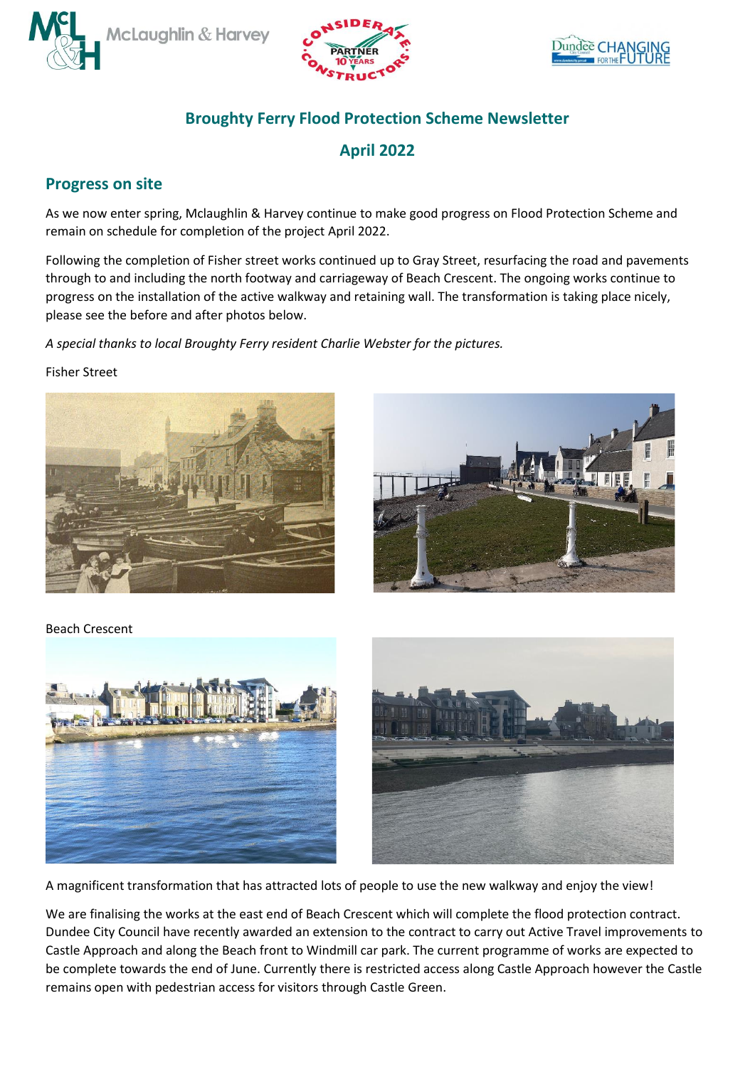# Broughty Ferry Flood Protection Scheme Newsletter

## April 2022

## Progress on site

As we now enter spring, Mclaughlin & Harvey continue to make good progress on Flood Protection Scheme and remain on schedule for completion of the project April 2022.

Following the completion of Fisher street works continued up to Gray Street, resurfacing the road and pavements through to and including the north footway and carriageway of Beach Crescent. The ongoing works continue to progress on the installation of the active walkway and retaining wall. The transformation is taking place nicely, please see the before and after photos below.

*A special thanks to local Broughty Ferry resident Charlie Webster for the pictures.*

Fisher Street

Beach Crescent

A magnificent transformation that has attracted lots of people to use the new walkway and enjoy the view!

We are finalising the works at the east end of Beach Crescent which will complete the flood protection contract. Dundee City Council have recently awarded an extension to the contract to carry out Active Travel improvements to Castle Approach and along the Beach front to Windmill car park. The current programme of works are expected to be complete towards the end of June. Currently there is restricted access along Castle Approach however the Castle remains open with pedestrian access for visitors through Castle Green.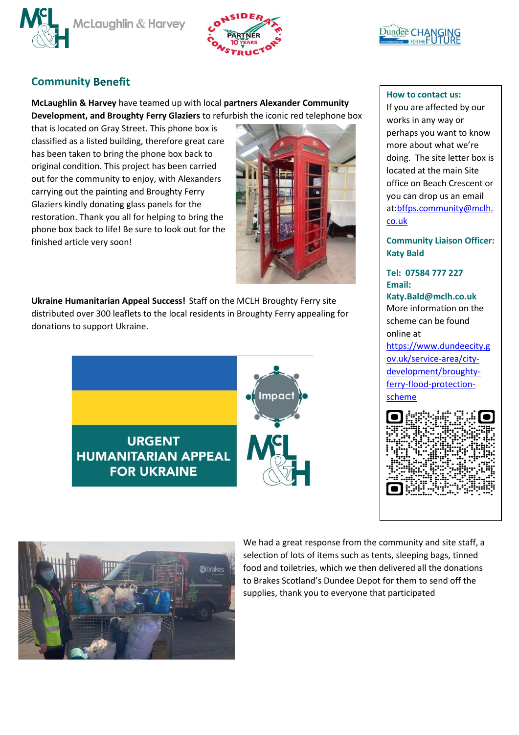## Community Benefit

**McLaughlin & Harvey** have teamed up with local **partners Alexander Community Development, and Broughty Ferry Glaziers** to refurbish the iconic red telephone box that is located on Gray Street. This phone box is classified as a listed building, therefore great care has been taken to bring the phone box back to original condition. This project has been carried out for the community to enjoy, with Alexanders carrying out the painting and Broughty Ferry Glaziers kindly donating glass panels for the restoration. Thank you all for helping to bring the phone box back to life! Be sure to look out for the finished article very soon!

**Ukraine Humanitarian Appeal Success!** Staff on the MCLH Broughty Ferry site distributed over 300 leaflets to the local residents in Broughty Ferry appealing for donations to support Ukraine.

URGENT HUMANITARIAN APPEAL FOR UKRAINE

We had a great response from the community and site staff, a selection of lots of items such as tents, sleeping bags, tinned food and toiletries, which we then delivered all the donations to Brakes Scotland's Dundee Depot for them to send off the supplies, thank you to everyone that participated

**How to contact us:**

If you are affected by our works in any way or perhaps you want to know more about what we're doing. The site letter box is located at the main Site office on Beach Crescent or you can drop us an email at:bffps.community@mclh.co.uk

**Community Liaison Officer: Katy Bald**

**Tel: 07584 777 227**
**Email: Katy.Bald@mclh.co.uk**

More information on the scheme can be found online at https://www.dundeecity.gov.uk/service-area/city-development/broughty-ferry-flood-protection-scheme